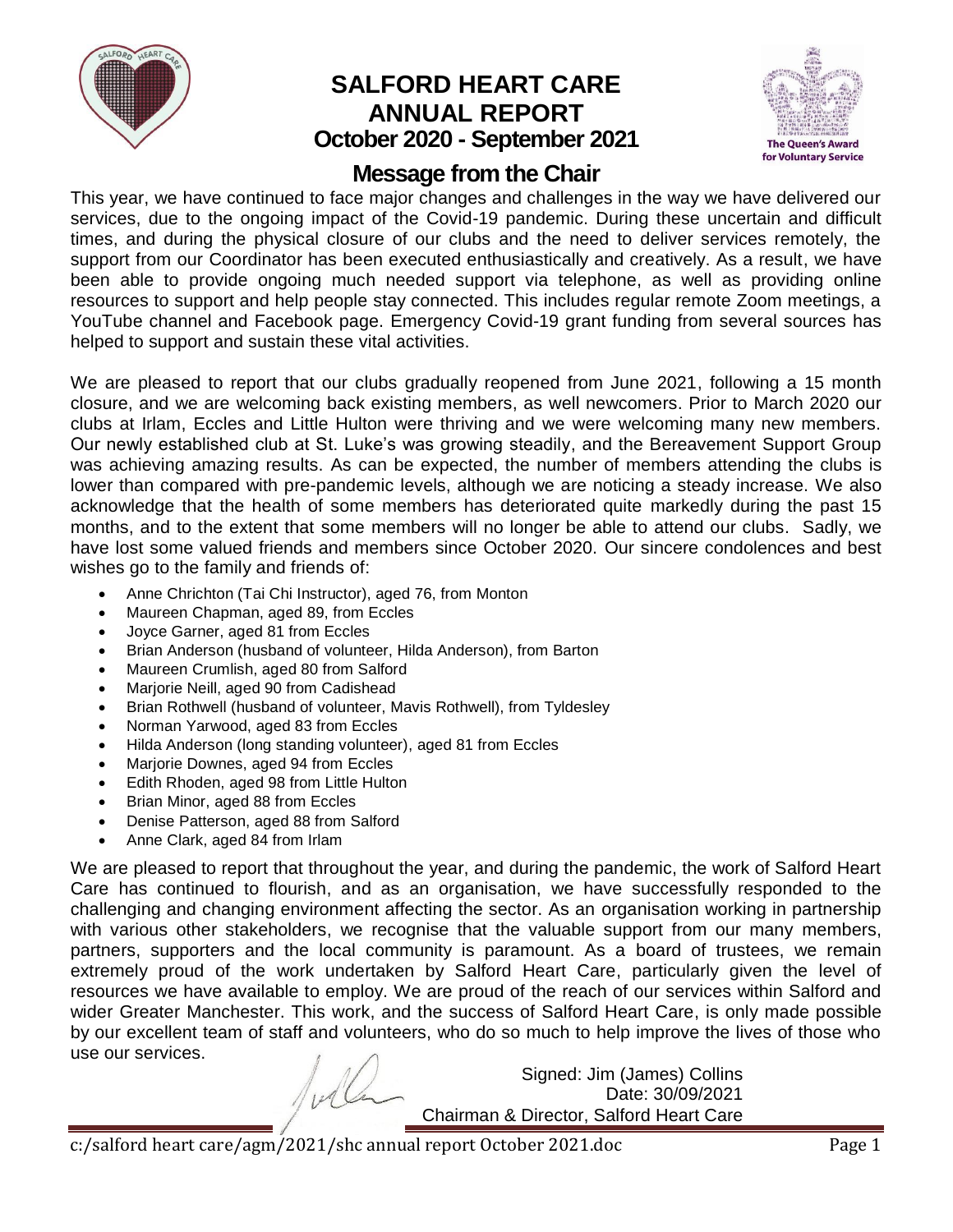# SALFORD HEART CARE ANNUAL REPORT

## October 2020 - September 2021

## Message from the Chair

This year, we have continued to face major changes and challenges in the way we have delivered our services, due to the ongoing impact of the Covid-19 pandemic. During these uncertain and difficult times, and during the physical closure of our clubs and the need to deliver services remotely, the support from our Coordinator has been executed enthusiastically and creatively. As a result, we have been able to provide ongoing much needed support via telephone, as well as providing online resources to support and help people stay connected. This includes regular remote Zoom meetings, a YouTube channel and Facebook page. Emergency Covid-19 grant funding from several sources has helped to support and sustain these vital activities.

We are pleased to report that our clubs gradually reopened from June 2021, following a 15 month closure, and we are welcoming back existing members, as well newcomers. Prior to March 2020 our clubs at Irlam, Eccles and Little Hulton were thriving and we were welcoming many new members. Our newly established club at St. Luke's was growing steadily, and the Bereavement Support Group was achieving amazing results. As can be expected, the number of members attending the clubs is lower than compared with pre-pandemic levels, although we are noticing a steady increase. We also acknowledge that the health of some members has deteriorated quite markedly during the past 15 months, and to the extent that some members will no longer be able to attend our clubs. Sadly, we have lost some valued friends and members since October 2020. Our sincere condolences and best wishes go to the family and friends of:

- Anne Chrichton (Tai Chi Instructor), aged 76, from Monton
- Maureen Chapman, aged 89, from Eccles
- Joyce Garner, aged 81 from Eccles
- Brian Anderson (husband of volunteer, Hilda Anderson), from Barton
- Maureen Crumlish, aged 80 from Salford
- Marjorie Neill, aged 90 from Cadishead
- Brian Rothwell (husband of volunteer, Mavis Rothwell), from Tyldesley
- Norman Yarwood, aged 83 from Eccles
- Hilda Anderson (long standing volunteer), aged 81 from Eccles
- Marjorie Downes, aged 94 from Eccles
- Edith Rhoden, aged 98 from Little Hulton
- Brian Minor, aged 88 from Eccles
- Denise Patterson, aged 88 from Salford
- Anne Clark, aged 84 from Irlam

We are pleased to report that throughout the year, and during the pandemic, the work of Salford Heart Care has continued to flourish, and as an organisation, we have successfully responded to the challenging and changing environment affecting the sector. As an organisation working in partnership with various other stakeholders, we recognise that the valuable support from our many members, partners, supporters and the local community is paramount. As a board of trustees, we remain extremely proud of the work undertaken by Salford Heart Care, particularly given the level of resources we have available to employ. We are proud of the reach of our services within Salford and wider Greater Manchester. This work, and the success of Salford Heart Care, is only made possible by our excellent team of staff and volunteers, who do so much to help improve the lives of those who use our services.

Signed: Jim (James) Collins
Date: 30/09/2021
Chairman & Director, Salford Heart Care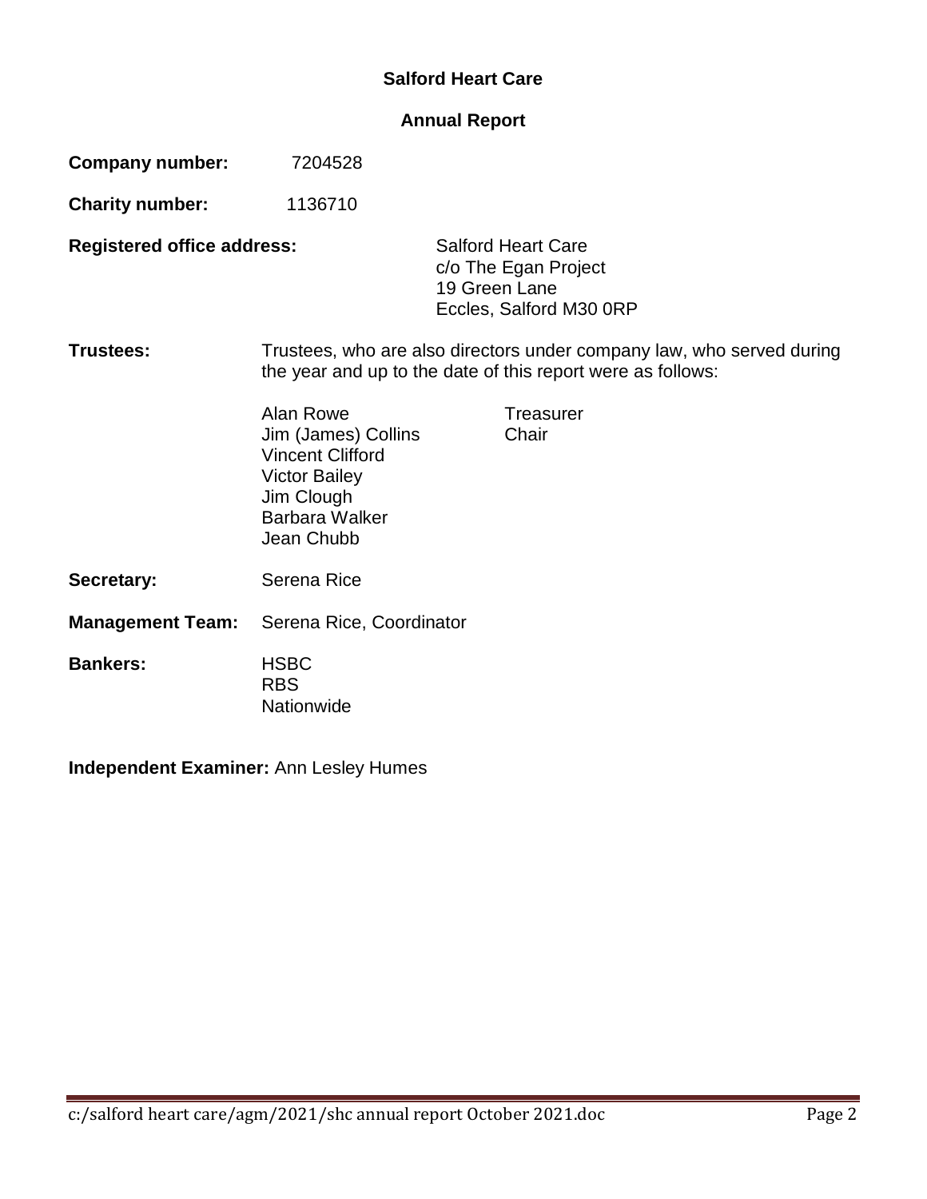# Salford Heart Care

## Annual Report

**Company number:** 7204528

**Charity number:** 1136710

**Registered office address:**
Salford Heart Care
c/o The Egan Project
19 Green Lane
Eccles, Salford M30 0RP

**Trustees:** Trustees, who are also directors under company law, who served during the year and up to the date of this report were as follows:

| | |
|---|---|
| Alan Rowe | Treasurer |
| Jim (James) Collins | Chair |
| Vincent Clifford | |
| Victor Bailey | |
| Jim Clough | |
| Barbara Walker | |
| Jean Chubb | |

**Secretary:** Serena Rice

**Management Team:** Serena Rice, Coordinator

**Bankers:**
HSBC
RBS
Nationwide

**Independent Examiner:** Ann Lesley Humes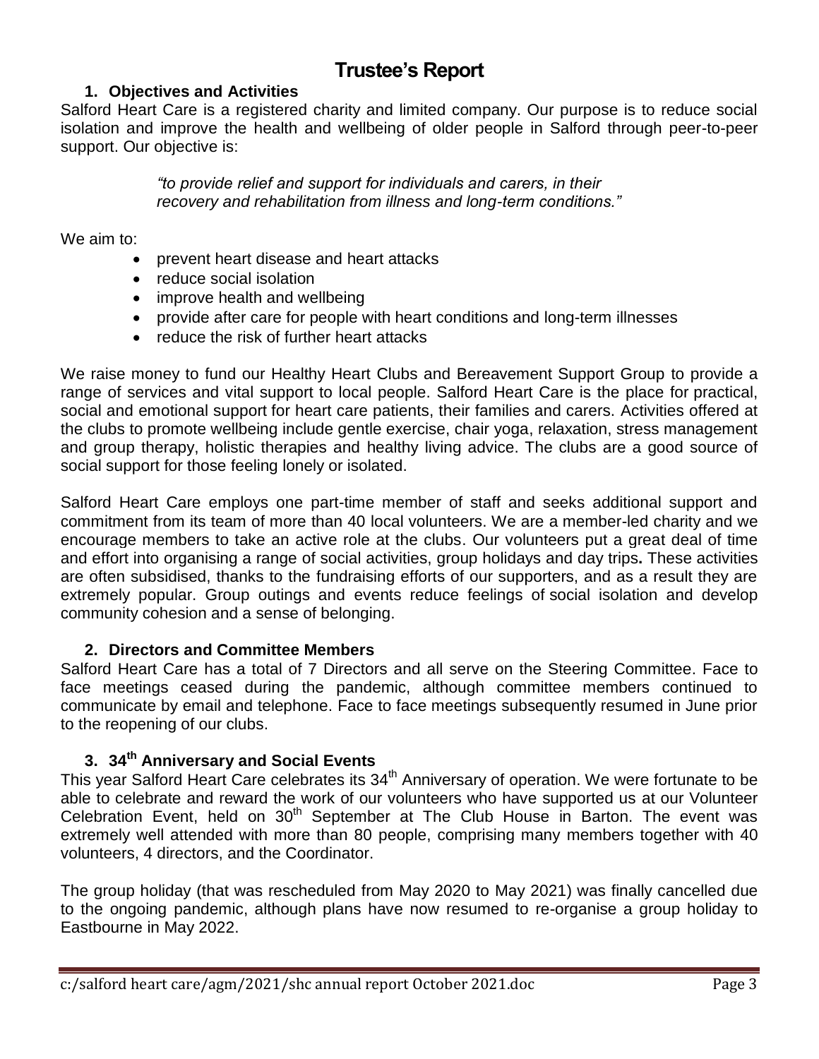# Trustee's Report

## 1. Objectives and Activities

Salford Heart Care is a registered charity and limited company. Our purpose is to reduce social isolation and improve the health and wellbeing of older people in Salford through peer-to-peer support. Our objective is:

> *"to provide relief and support for individuals and carers, in their recovery and rehabilitation from illness and long-term conditions."*

We aim to:

- prevent heart disease and heart attacks
- reduce social isolation
- improve health and wellbeing
- provide after care for people with heart conditions and long-term illnesses
- reduce the risk of further heart attacks

We raise money to fund our Healthy Heart Clubs and Bereavement Support Group to provide a range of services and vital support to local people. Salford Heart Care is the place for practical, social and emotional support for heart care patients, their families and carers. Activities offered at the clubs to promote wellbeing include gentle exercise, chair yoga, relaxation, stress management and group therapy, holistic therapies and healthy living advice. The clubs are a good source of social support for those feeling lonely or isolated.

Salford Heart Care employs one part-time member of staff and seeks additional support and commitment from its team of more than 40 local volunteers. We are a member-led charity and we encourage members to take an active role at the clubs. Our volunteers put a great deal of time and effort into organising a range of social activities, group holidays and day trips**.** These activities are often subsidised, thanks to the fundraising efforts of our supporters, and as a result they are extremely popular. Group outings and events reduce feelings of social isolation and develop community cohesion and a sense of belonging.

## 2. Directors and Committee Members

Salford Heart Care has a total of 7 Directors and all serve on the Steering Committee. Face to face meetings ceased during the pandemic, although committee members continued to communicate by email and telephone. Face to face meetings subsequently resumed in June prior to the reopening of our clubs.

## 3. 34th Anniversary and Social Events

This year Salford Heart Care celebrates its 34th Anniversary of operation. We were fortunate to be able to celebrate and reward the work of our volunteers who have supported us at our Volunteer Celebration Event, held on 30th September at The Club House in Barton. The event was extremely well attended with more than 80 people, comprising many members together with 40 volunteers, 4 directors, and the Coordinator.

The group holiday (that was rescheduled from May 2020 to May 2021) was finally cancelled due to the ongoing pandemic, although plans have now resumed to re-organise a group holiday to Eastbourne in May 2022.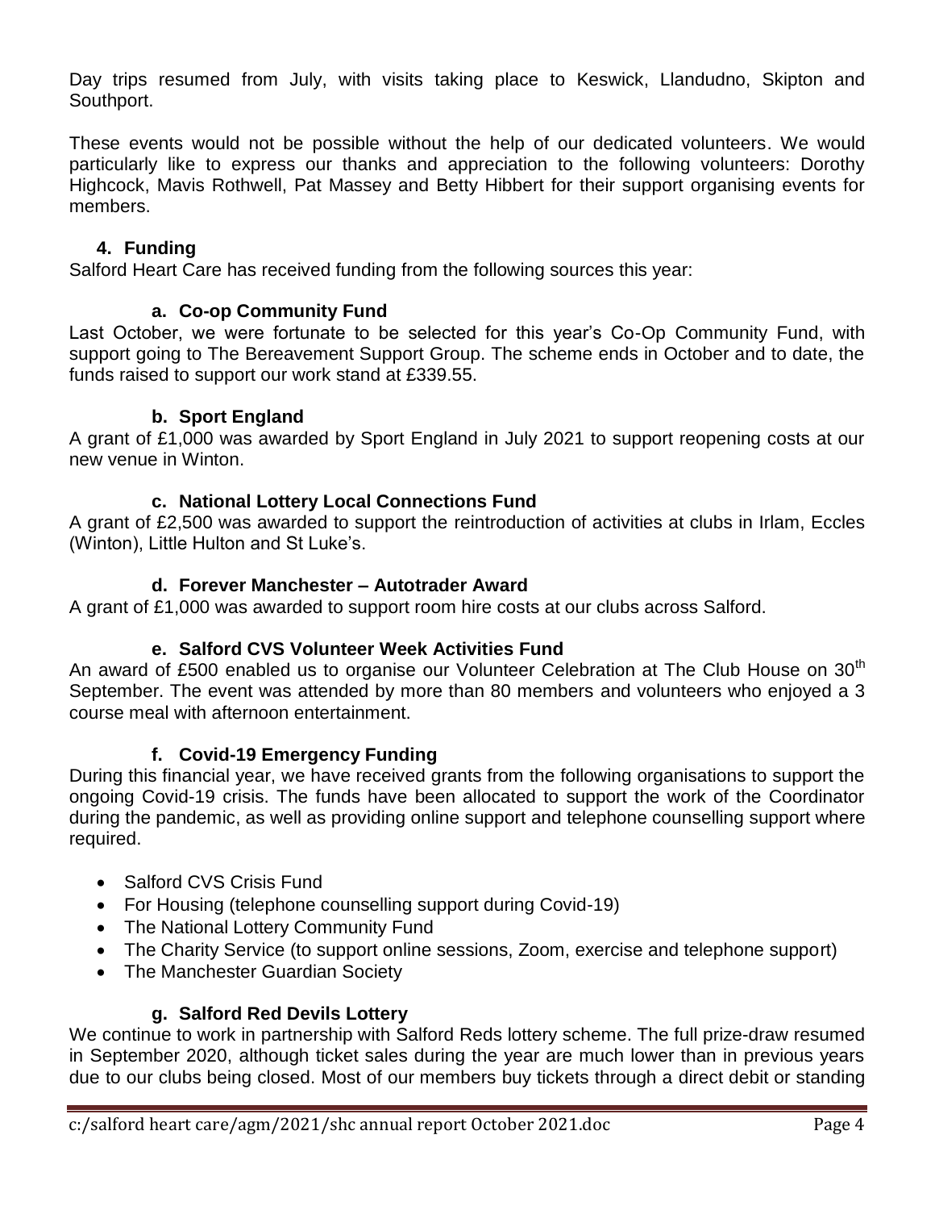Day trips resumed from July, with visits taking place to Keswick, Llandudno, Skipton and Southport.

These events would not be possible without the help of our dedicated volunteers. We would particularly like to express our thanks and appreciation to the following volunteers: Dorothy Highcock, Mavis Rothwell, Pat Massey and Betty Hibbert for their support organising events for members.

## 4. Funding

Salford Heart Care has received funding from the following sources this year:

### a. Co-op Community Fund

Last October, we were fortunate to be selected for this year's Co-Op Community Fund, with support going to The Bereavement Support Group. The scheme ends in October and to date, the funds raised to support our work stand at £339.55.

### b. Sport England

A grant of £1,000 was awarded by Sport England in July 2021 to support reopening costs at our new venue in Winton.

### c. National Lottery Local Connections Fund

A grant of £2,500 was awarded to support the reintroduction of activities at clubs in Irlam, Eccles (Winton), Little Hulton and St Luke's.

### d. Forever Manchester – Autotrader Award

A grant of £1,000 was awarded to support room hire costs at our clubs across Salford.

### e. Salford CVS Volunteer Week Activities Fund

An award of £500 enabled us to organise our Volunteer Celebration at The Club House on 30th September. The event was attended by more than 80 members and volunteers who enjoyed a 3 course meal with afternoon entertainment.

### f. Covid-19 Emergency Funding

During this financial year, we have received grants from the following organisations to support the ongoing Covid-19 crisis. The funds have been allocated to support the work of the Coordinator during the pandemic, as well as providing online support and telephone counselling support where required.

- Salford CVS Crisis Fund
- For Housing (telephone counselling support during Covid-19)
- The National Lottery Community Fund
- The Charity Service (to support online sessions, Zoom, exercise and telephone support)
- The Manchester Guardian Society

### g. Salford Red Devils Lottery

We continue to work in partnership with Salford Reds lottery scheme. The full prize-draw resumed in September 2020, although ticket sales during the year are much lower than in previous years due to our clubs being closed. Most of our members buy tickets through a direct debit or standing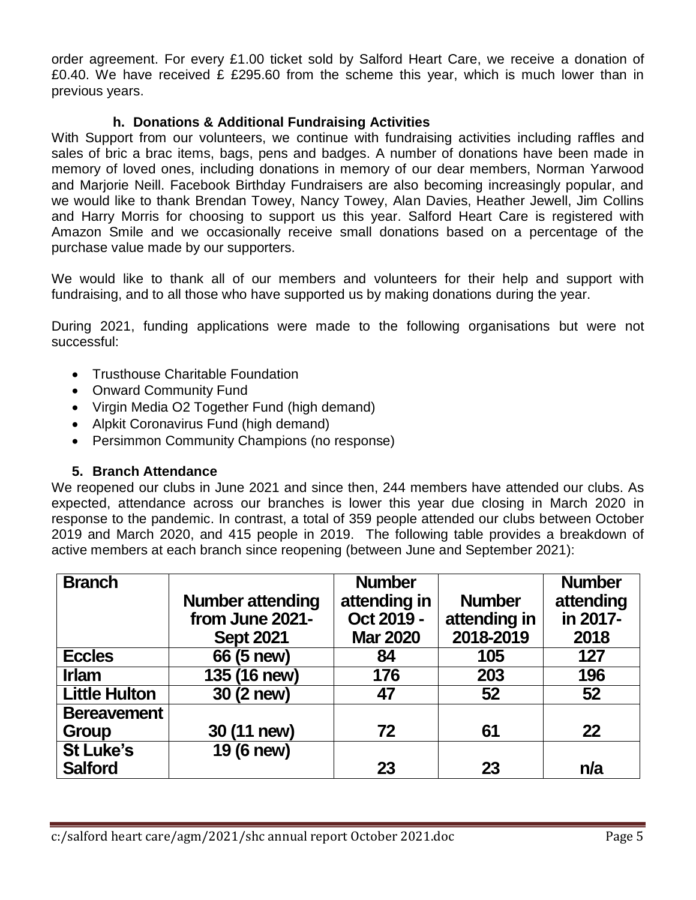order agreement. For every £1.00 ticket sold by Salford Heart Care, we receive a donation of £0.40. We have received £ £295.60 from the scheme this year, which is much lower than in previous years.

### h. Donations & Additional Fundraising Activities

With Support from our volunteers, we continue with fundraising activities including raffles and sales of bric a brac items, bags, pens and badges. A number of donations have been made in memory of loved ones, including donations in memory of our dear members, Norman Yarwood and Marjorie Neill. Facebook Birthday Fundraisers are also becoming increasingly popular, and we would like to thank Brendan Towey, Nancy Towey, Alan Davies, Heather Jewell, Jim Collins and Harry Morris for choosing to support us this year. Salford Heart Care is registered with Amazon Smile and we occasionally receive small donations based on a percentage of the purchase value made by our supporters.

We would like to thank all of our members and volunteers for their help and support with fundraising, and to all those who have supported us by making donations during the year.

During 2021, funding applications were made to the following organisations but were not successful:

- Trusthouse Charitable Foundation
- Onward Community Fund
- Virgin Media O2 Together Fund (high demand)
- Alpkit Coronavirus Fund (high demand)
- Persimmon Community Champions (no response)

## 5. Branch Attendance

We reopened our clubs in June 2021 and since then, 244 members have attended our clubs. As expected, attendance across our branches is lower this year due closing in March 2020 in response to the pandemic. In contrast, a total of 359 people attended our clubs between October 2019 and March 2020, and 415 people in 2019. The following table provides a breakdown of active members at each branch since reopening (between June and September 2021):

| Branch | Number attending from June 2021-Sept 2021 | Number attending in Oct 2019 - Mar 2020 | Number attending in 2018-2019 | Number attending in 2017-2018 |
|---|---|---|---|---|
| Eccles | 66 (5 new) | 84 | 105 | 127 |
| Irlam | 135 (16 new) | 176 | 203 | 196 |
| Little Hulton | 30 (2 new) | 47 | 52 | 52 |
| Bereavement Group | 30 (11 new) | 72 | 61 | 22 |
| St Luke's Salford | 19 (6 new) | 23 | 23 | n/a |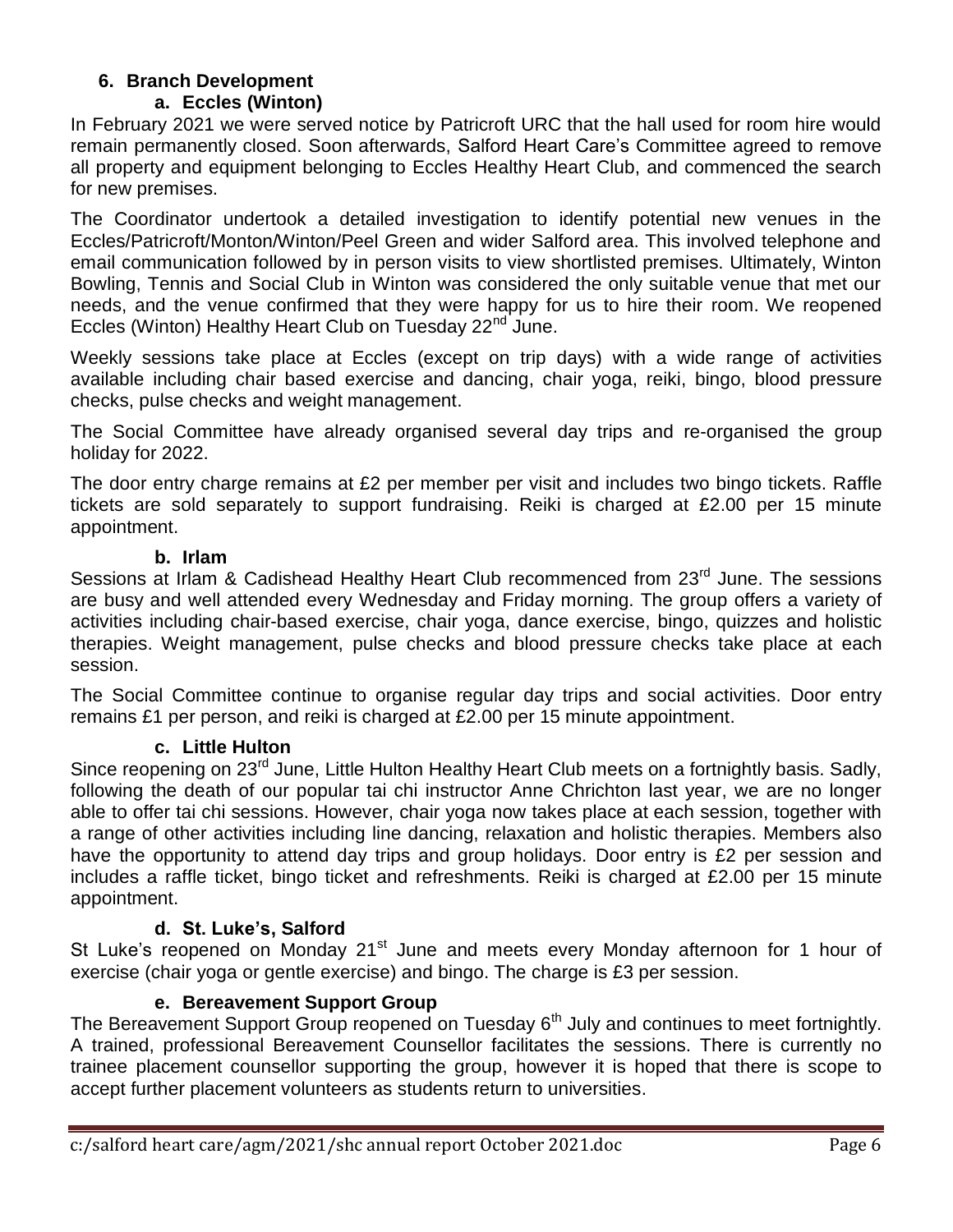## 6. Branch Development

### a. Eccles (Winton)

In February 2021 we were served notice by Patricroft URC that the hall used for room hire would remain permanently closed. Soon afterwards, Salford Heart Care's Committee agreed to remove all property and equipment belonging to Eccles Healthy Heart Club, and commenced the search for new premises.

The Coordinator undertook a detailed investigation to identify potential new venues in the Eccles/Patricroft/Monton/Winton/Peel Green and wider Salford area. This involved telephone and email communication followed by in person visits to view shortlisted premises. Ultimately, Winton Bowling, Tennis and Social Club in Winton was considered the only suitable venue that met our needs, and the venue confirmed that they were happy for us to hire their room. We reopened Eccles (Winton) Healthy Heart Club on Tuesday 22nd June.

Weekly sessions take place at Eccles (except on trip days) with a wide range of activities available including chair based exercise and dancing, chair yoga, reiki, bingo, blood pressure checks, pulse checks and weight management.

The Social Committee have already organised several day trips and re-organised the group holiday for 2022.

The door entry charge remains at £2 per member per visit and includes two bingo tickets. Raffle tickets are sold separately to support fundraising. Reiki is charged at £2.00 per 15 minute appointment.

### b. Irlam

Sessions at Irlam & Cadishead Healthy Heart Club recommenced from 23rd June. The sessions are busy and well attended every Wednesday and Friday morning. The group offers a variety of activities including chair-based exercise, chair yoga, dance exercise, bingo, quizzes and holistic therapies. Weight management, pulse checks and blood pressure checks take place at each session.

The Social Committee continue to organise regular day trips and social activities. Door entry remains £1 per person, and reiki is charged at £2.00 per 15 minute appointment.

### c. Little Hulton

Since reopening on 23rd June, Little Hulton Healthy Heart Club meets on a fortnightly basis. Sadly, following the death of our popular tai chi instructor Anne Chrichton last year, we are no longer able to offer tai chi sessions. However, chair yoga now takes place at each session, together with a range of other activities including line dancing, relaxation and holistic therapies. Members also have the opportunity to attend day trips and group holidays. Door entry is £2 per session and includes a raffle ticket, bingo ticket and refreshments. Reiki is charged at £2.00 per 15 minute appointment.

### d. St. Luke's, Salford

St Luke's reopened on Monday 21st June and meets every Monday afternoon for 1 hour of exercise (chair yoga or gentle exercise) and bingo. The charge is £3 per session.

### e. Bereavement Support Group

The Bereavement Support Group reopened on Tuesday 6th July and continues to meet fortnightly. A trained, professional Bereavement Counsellor facilitates the sessions. There is currently no trainee placement counsellor supporting the group, however it is hoped that there is scope to accept further placement volunteers as students return to universities.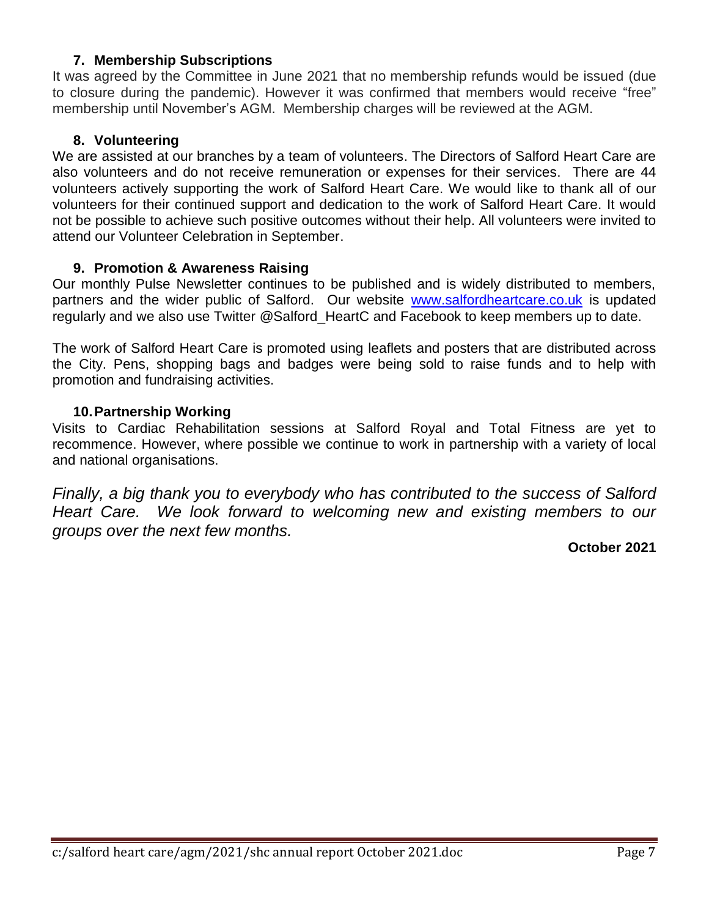### 7. Membership Subscriptions

It was agreed by the Committee in June 2021 that no membership refunds would be issued (due to closure during the pandemic). However it was confirmed that members would receive "free" membership until November's AGM. Membership charges will be reviewed at the AGM.

### 8. Volunteering

We are assisted at our branches by a team of volunteers. The Directors of Salford Heart Care are also volunteers and do not receive remuneration or expenses for their services. There are 44 volunteers actively supporting the work of Salford Heart Care. We would like to thank all of our volunteers for their continued support and dedication to the work of Salford Heart Care. It would not be possible to achieve such positive outcomes without their help. All volunteers were invited to attend our Volunteer Celebration in September.

### 9. Promotion & Awareness Raising

Our monthly Pulse Newsletter continues to be published and is widely distributed to members, partners and the wider public of Salford. Our website [www.salfordheartcare.co.uk](http://www.salfordheartcare.co.uk) is updated regularly and we also use Twitter @Salford_HeartC and Facebook to keep members up to date.

The work of Salford Heart Care is promoted using leaflets and posters that are distributed across the City. Pens, shopping bags and badges were being sold to raise funds and to help with promotion and fundraising activities.

### 10. Partnership Working

Visits to Cardiac Rehabilitation sessions at Salford Royal and Total Fitness are yet to recommence. However, where possible we continue to work in partnership with a variety of local and national organisations.

*Finally, a big thank you to everybody who has contributed to the success of Salford Heart Care. We look forward to welcoming new and existing members to our groups over the next few months.*

**October 2021**